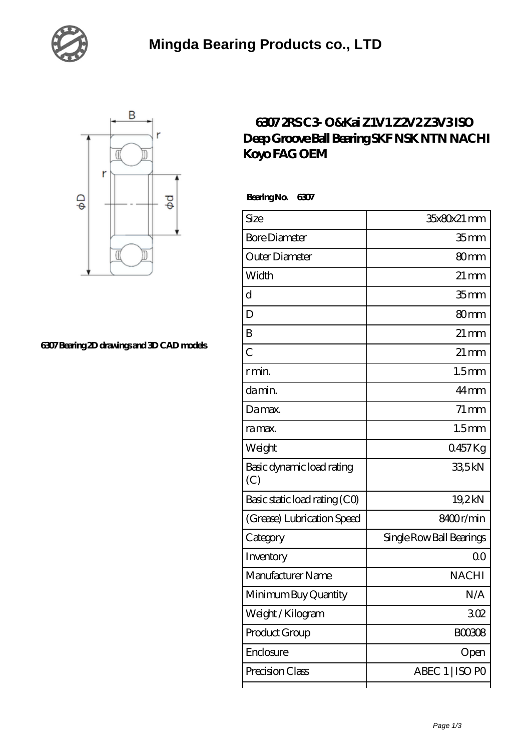# Mingda Bearing Products co., LTD

6307 Bearing 2D drawings and 3D CAD models

## 6307 2RS C3- O&Kai Z1V1 Z2V2 Z3V3 ISO Deep Groove Ball Bearing SKF NSK NTN NACHI Koyo FAG OEM

**Bearing No. 6307**

| | |
|---|---|
| Size | 35x80x21 mm |
| Bore Diameter | 35 mm |
| Outer Diameter | 80 mm |
| Width | 21 mm |
| d | 35 mm |
| D | 80 mm |
| B | 21 mm |
| C | 21 mm |
| r min. | 1.5 mm |
| da min. | 44 mm |
| Da max. | 71 mm |
| ra max. | 1.5 mm |
| Weight | 0.457 Kg |
| Basic dynamic load rating (C) | 33,5 kN |
| Basic static load rating (C0) | 19,2 kN |
| (Grease) Lubrication Speed | 8400 r/min |
| Category | Single Row Ball Bearings |
| Inventory | 0.0 |
| Manufacturer Name | NACHI |
| Minimum Buy Quantity | N/A |
| Weight / Kilogram | 3.02 |
| Product Group | B00308 |
| Enclosure | Open |
| Precision Class | ABEC 1 \| ISO P0 |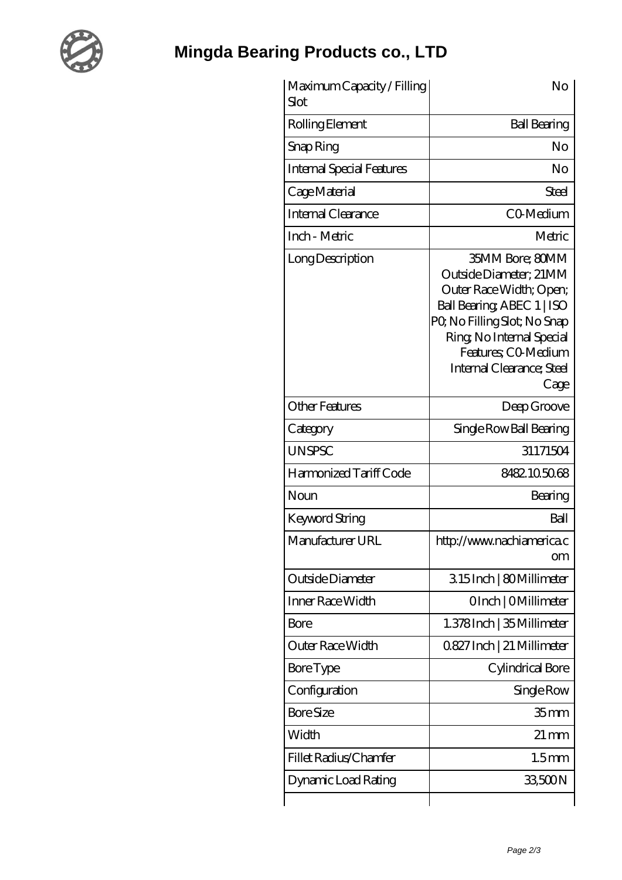# Mingda Bearing Products co., LTD

| | |
|---|---|
| Maximum Capacity / Filling Slot | No |
| Rolling Element | Ball Bearing |
| Snap Ring | No |
| Internal Special Features | No |
| Cage Material | Steel |
| Internal Clearance | C0-Medium |
| Inch - Metric | Metric |
| Long Description | 35MM Bore; 80MM Outside Diameter; 21MM Outer Race Width; Open; Ball Bearing; ABEC 1 \| ISO P0; No Filling Slot; No Snap Ring; No Internal Special Features; C0-Medium Internal Clearance; Steel Cage |
| Other Features | Deep Groove |
| Category | Single Row Ball Bearing |
| UNSPSC | 31171504 |
| Harmonized Tariff Code | 8482.10.50.68 |
| Noun | Bearing |
| Keyword String | Ball |
| Manufacturer URL | http://www.nachiamerica.com |
| Outside Diameter | 3.15 Inch \| 80 Millimeter |
| Inner Race Width | 0 Inch \| 0 Millimeter |
| Bore | 1.378 Inch \| 35 Millimeter |
| Outer Race Width | 0.827 Inch \| 21 Millimeter |
| Bore Type | Cylindrical Bore |
| Configuration | Single Row |
| Bore Size | 35 mm |
| Width | 21 mm |
| Fillet Radius/Chamfer | 1.5 mm |
| Dynamic Load Rating | 33,500 N |
| | |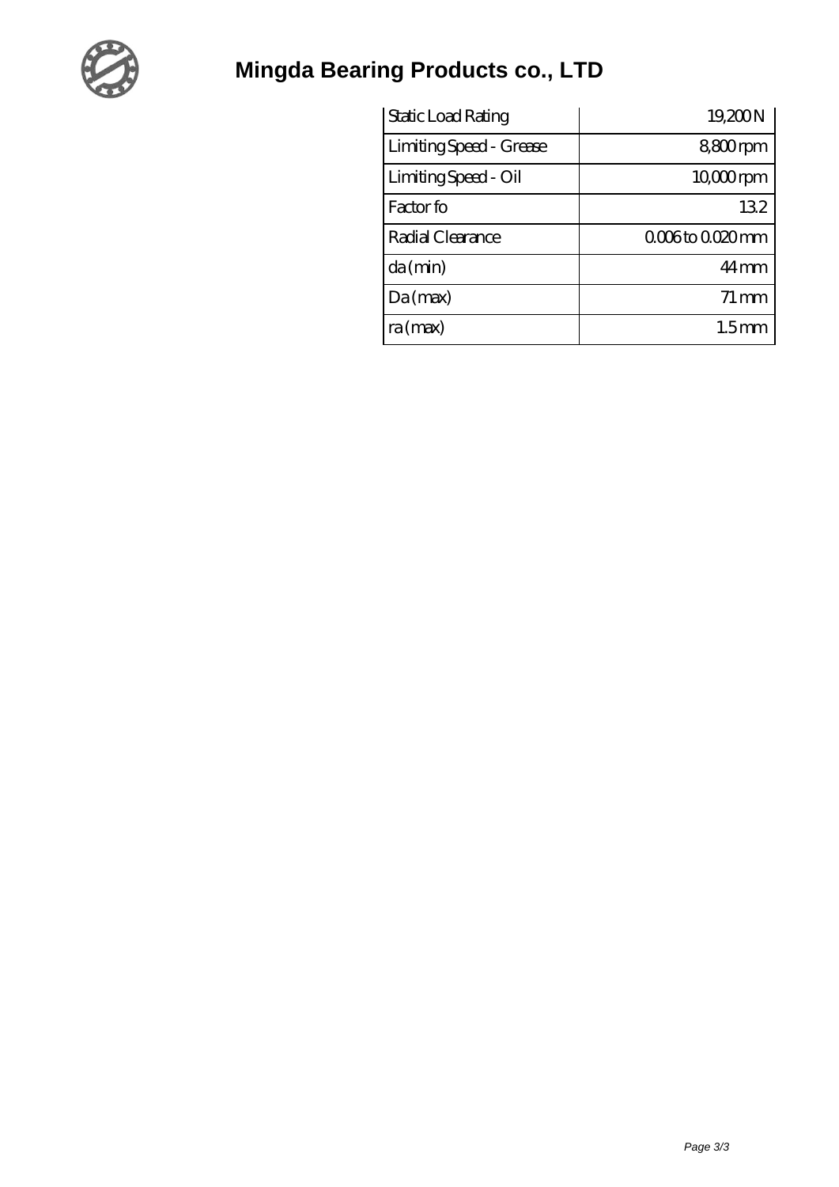# Mingda Bearing Products co., LTD

| | |
|---|---|
| Static Load Rating | 19,200 N |
| Limiting Speed - Grease | 8,800 rpm |
| Limiting Speed - Oil | 10,000 rpm |
| Factor fo | 13.2 |
| Radial Clearance | 0.006 to 0.020 mm |
| da (min) | 44 mm |
| Da (max) | 71 mm |
| ra (max) | 1.5 mm |